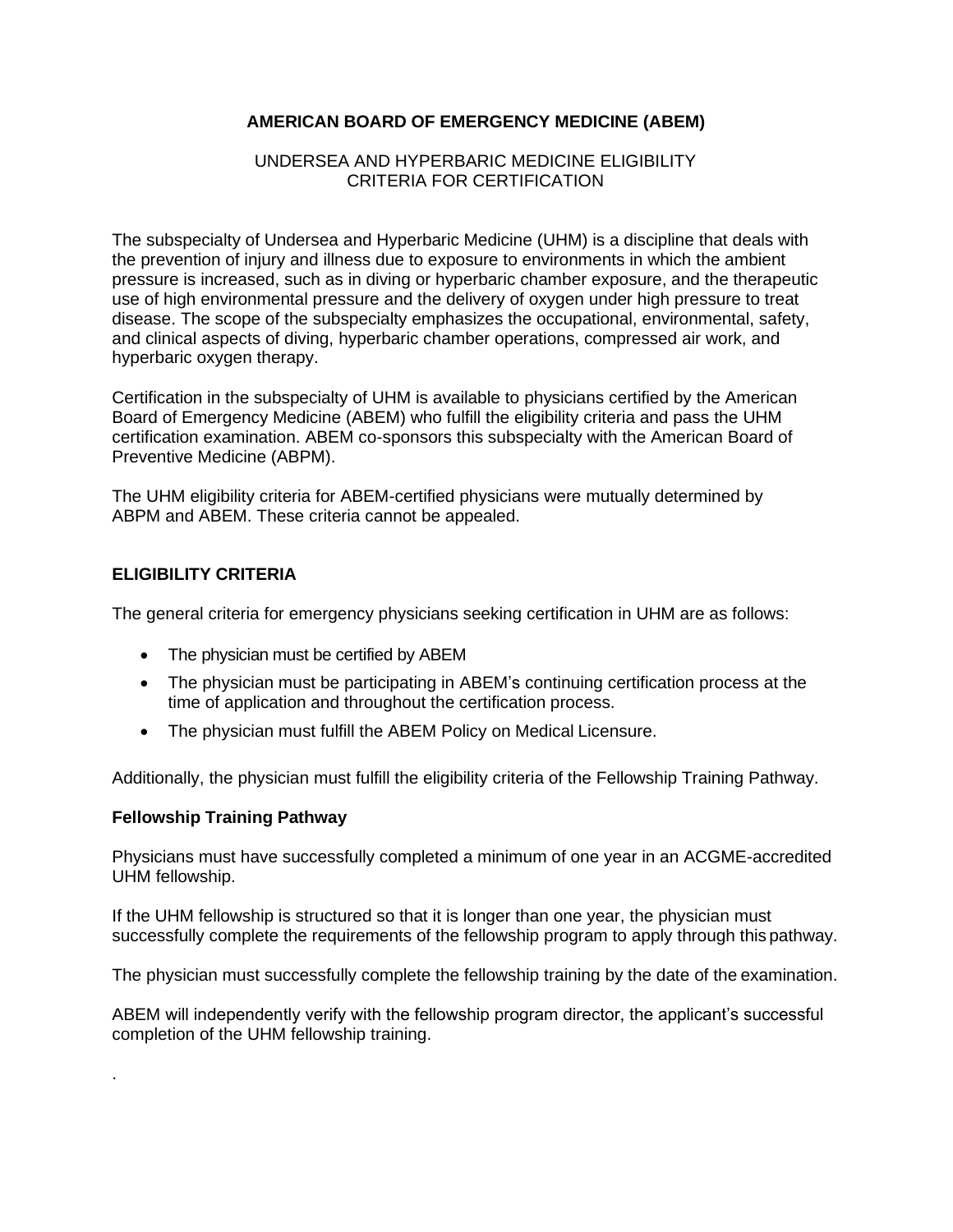# AMERICAN BOARD OF EMERGENCY MEDICINE (ABEM)

UNDERSEA AND HYPERBARIC MEDICINE ELIGIBILITY CRITERIA FOR CERTIFICATION

The subspecialty of Undersea and Hyperbaric Medicine (UHM) is a discipline that deals with the prevention of injury and illness due to exposure to environments in which the ambient pressure is increased, such as in diving or hyperbaric chamber exposure, and the therapeutic use of high environmental pressure and the delivery of oxygen under high pressure to treat disease. The scope of the subspecialty emphasizes the occupational, environmental, safety, and clinical aspects of diving, hyperbaric chamber operations, compressed air work, and hyperbaric oxygen therapy.

Certification in the subspecialty of UHM is available to physicians certified by the American Board of Emergency Medicine (ABEM) who fulfill the eligibility criteria and pass the UHM certification examination. ABEM co-sponsors this subspecialty with the American Board of Preventive Medicine (ABPM).

The UHM eligibility criteria for ABEM-certified physicians were mutually determined by ABPM and ABEM. These criteria cannot be appealed.

## ELIGIBILITY CRITERIA

The general criteria for emergency physicians seeking certification in UHM are as follows:

- The physician must be certified by ABEM
- The physician must be participating in ABEM's continuing certification process at the time of application and throughout the certification process.
- The physician must fulfill the ABEM Policy on Medical Licensure.

Additionally, the physician must fulfill the eligibility criteria of the Fellowship Training Pathway.

### Fellowship Training Pathway

Physicians must have successfully completed a minimum of one year in an ACGME-accredited UHM fellowship.

If the UHM fellowship is structured so that it is longer than one year, the physician must successfully complete the requirements of the fellowship program to apply through this pathway.

The physician must successfully complete the fellowship training by the date of the examination.

ABEM will independently verify with the fellowship program director, the applicant's successful completion of the UHM fellowship training.

.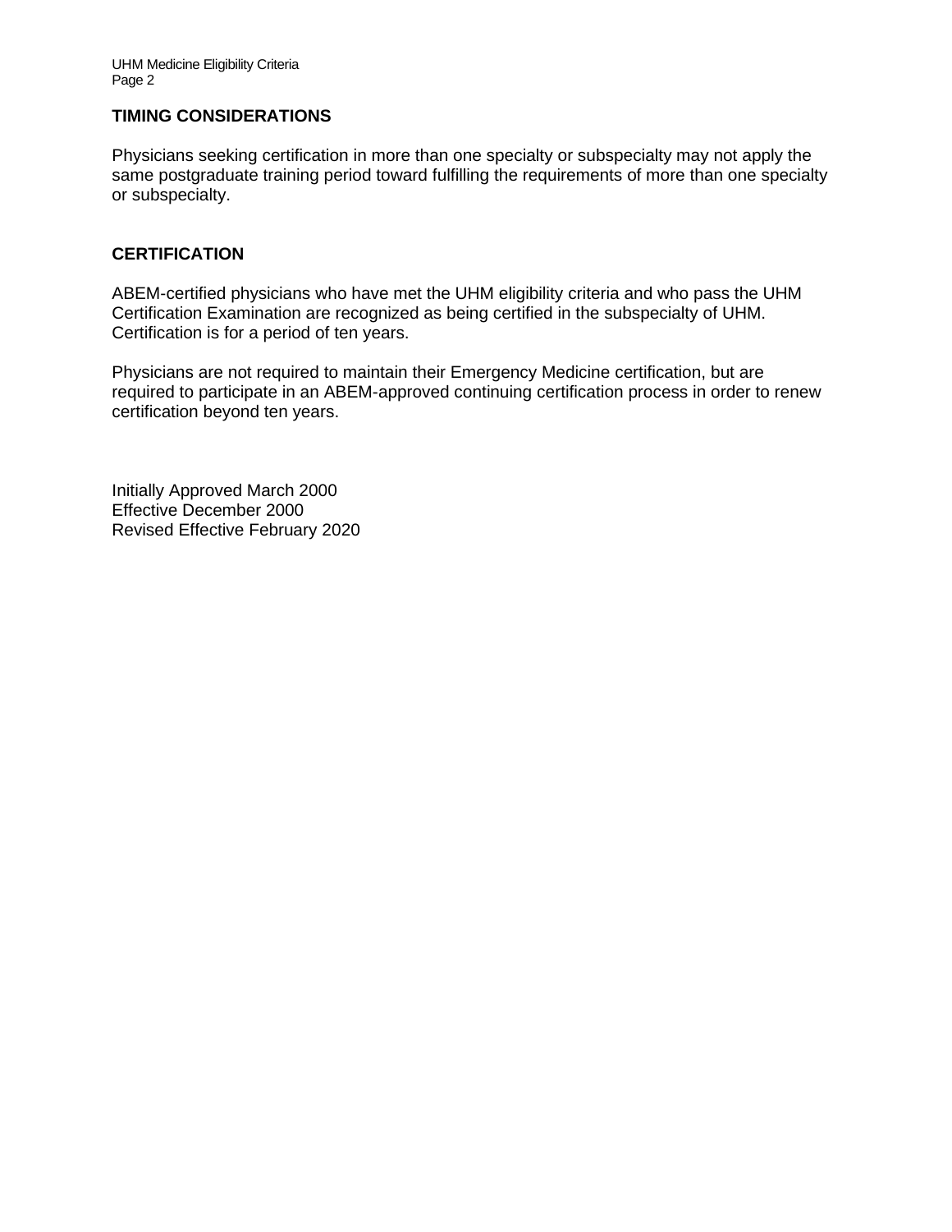## TIMING CONSIDERATIONS

Physicians seeking certification in more than one specialty or subspecialty may not apply the same postgraduate training period toward fulfilling the requirements of more than one specialty or subspecialty.

## CERTIFICATION

ABEM-certified physicians who have met the UHM eligibility criteria and who pass the UHM Certification Examination are recognized as being certified in the subspecialty of UHM. Certification is for a period of ten years.

Physicians are not required to maintain their Emergency Medicine certification, but are required to participate in an ABEM-approved continuing certification process in order to renew certification beyond ten years.

Initially Approved March 2000
Effective December 2000
Revised Effective February 2020